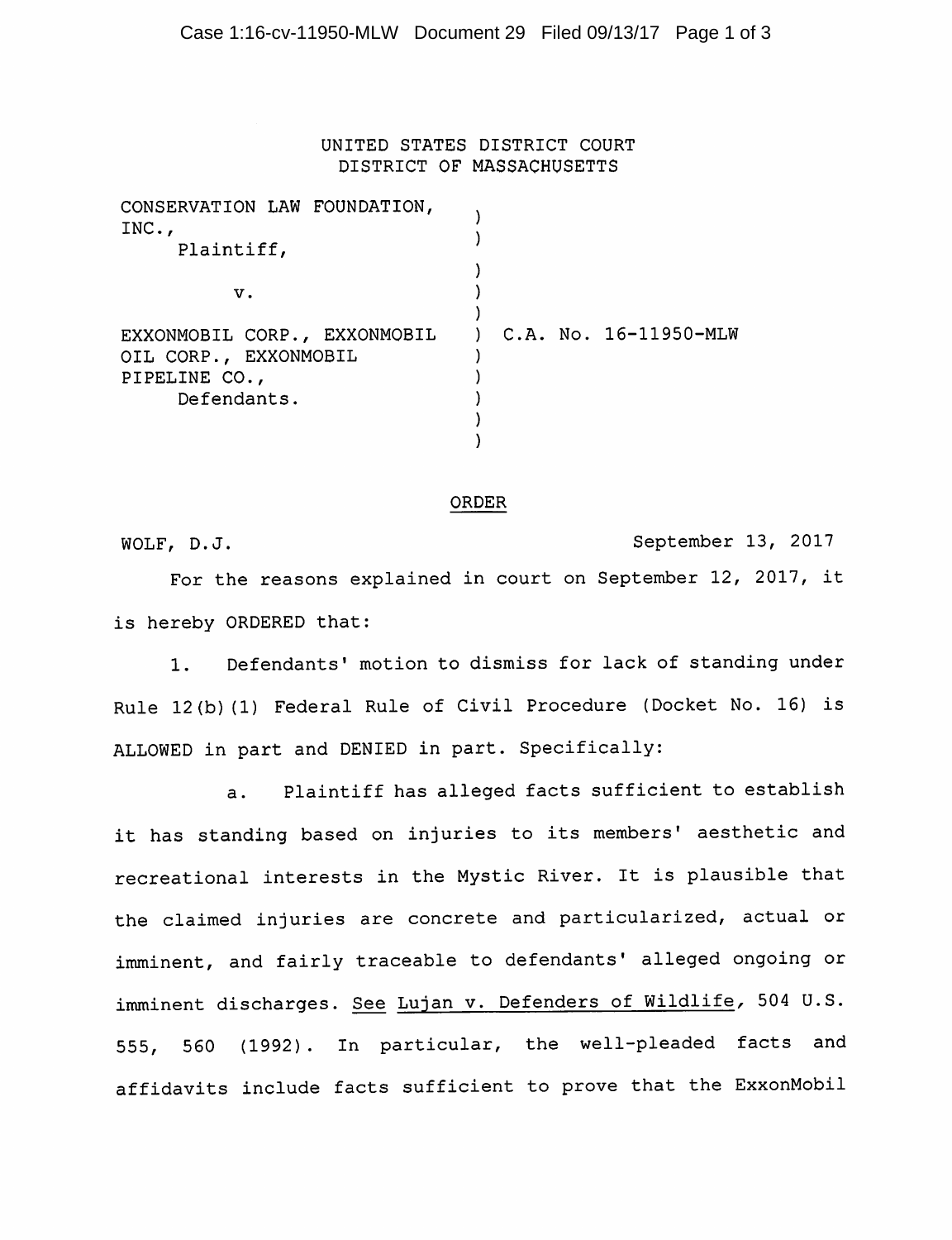UNITED STATES DISTRICT COURT
DISTRICT OF MASSACHUSETTS

| | | |
|---|---|---|
| CONSERVATION LAW FOUNDATION, INC., Plaintiff, | ) | |
| v. | ) | |
| EXXONMOBIL CORP., EXXONMOBIL OIL CORP., EXXONMOBIL PIPELINE CO., Defendants. | ) | C.A. No. 16-11950-MLW |

ORDER

WOLF, D.J. September 13, 2017

For the reasons explained in court on September 12, 2017, it is hereby ORDERED that:

1. Defendants' motion to dismiss for lack of standing under Rule 12(b)(1) Federal Rule of Civil Procedure (Docket No. 16) is ALLOWED in part and DENIED in part. Specifically:

   a. Plaintiff has alleged facts sufficient to establish it has standing based on injuries to its members' aesthetic and recreational interests in the Mystic River. It is plausible that the claimed injuries are concrete and particularized, actual or imminent, and fairly traceable to defendants' alleged ongoing or imminent discharges. See Lujan v. Defenders of Wildlife, 504 U.S. 555, 560 (1992). In particular, the well-pleaded facts and affidavits include facts sufficient to prove that the ExxonMobil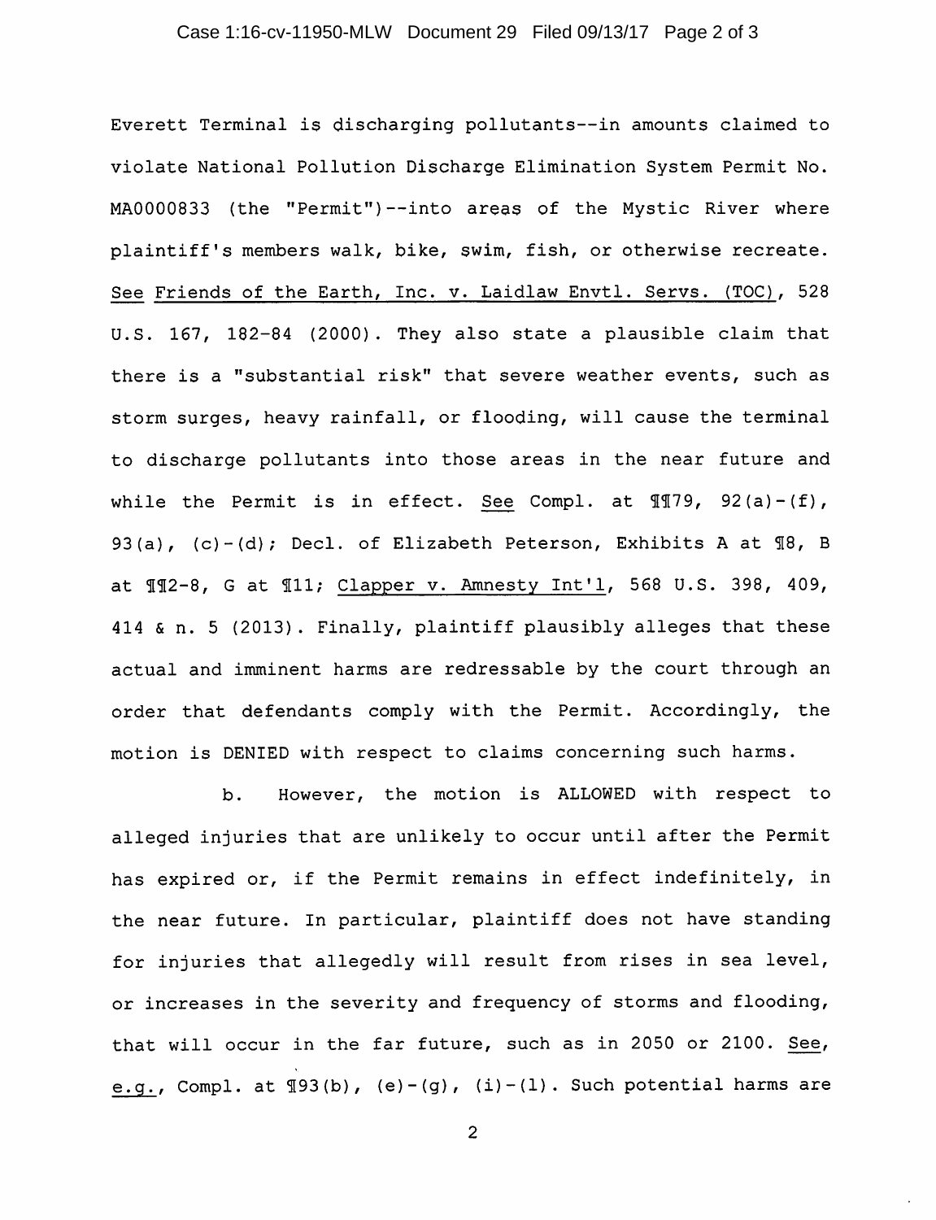Everett Terminal is discharging pollutants--in amounts claimed to violate National Pollution Discharge Elimination System Permit No. MA0000833 (the "Permit")--into areas of the Mystic River where plaintiff's members walk, bike, swim, fish, or otherwise recreate. See Friends of the Earth, Inc. v. Laidlaw Envtl. Servs. (TOC), 528 U.S. 167, 182-84 (2000). They also state a plausible claim that there is a "substantial risk" that severe weather events, such as storm surges, heavy rainfall, or flooding, will cause the terminal to discharge pollutants into those areas in the near future and while the Permit is in effect. See Compl. at ¶¶79, 92(a)-(f), 93(a), (c)-(d); Decl. of Elizabeth Peterson, Exhibits A at ¶8, B at ¶¶2-8, G at ¶11; Clapper v. Amnesty Int'l, 568 U.S. 398, 409, 414 & n. 5 (2013). Finally, plaintiff plausibly alleges that these actual and imminent harms are redressable by the court through an order that defendants comply with the Permit. Accordingly, the motion is DENIED with respect to claims concerning such harms.

b. However, the motion is ALLOWED with respect to alleged injuries that are unlikely to occur until after the Permit has expired or, if the Permit remains in effect indefinitely, in the near future. In particular, plaintiff does not have standing for injuries that allegedly will result from rises in sea level, or increases in the severity and frequency of storms and flooding, that will occur in the far future, such as in 2050 or 2100. See, e.g., Compl. at ¶93(b), (e)-(g), (i)-(l). Such potential harms are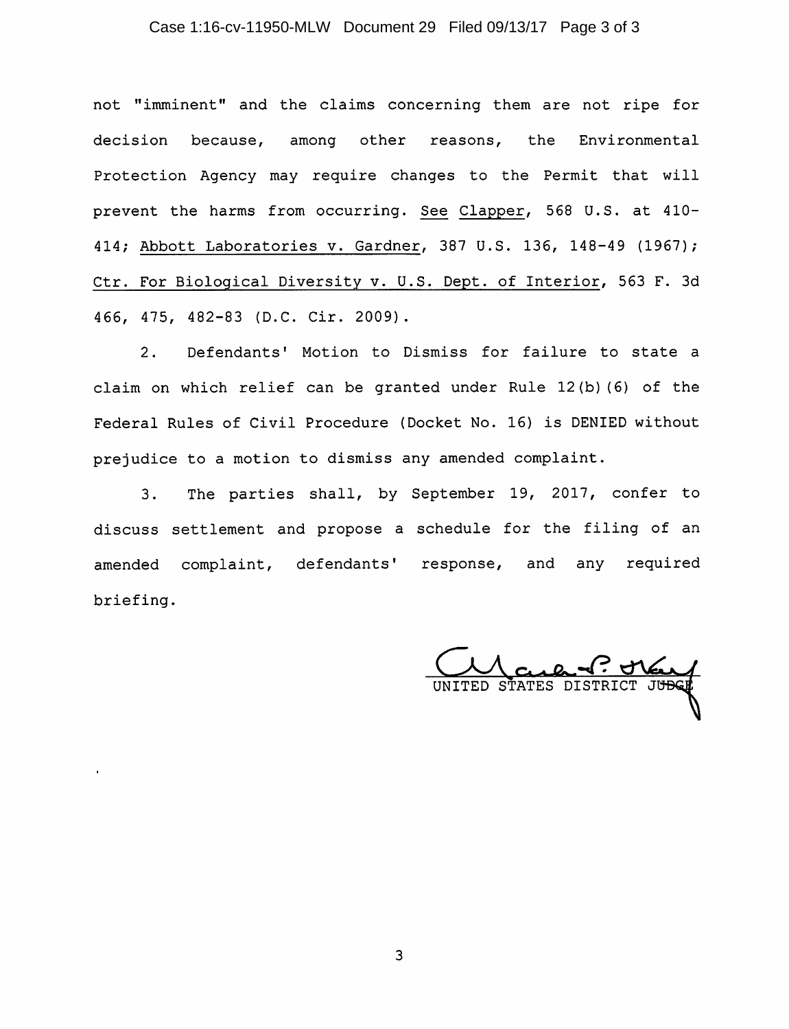not "imminent" and the claims concerning them are not ripe for decision because, among other reasons, the Environmental Protection Agency may require changes to the Permit that will prevent the harms from occurring. See Clapper, 568 U.S. at 410-414; Abbott Laboratories v. Gardner, 387 U.S. 136, 148-49 (1967); Ctr. For Biological Diversity v. U.S. Dept. of Interior, 563 F. 3d 466, 475, 482-83 (D.C. Cir. 2009).

2. Defendants' Motion to Dismiss for failure to state a claim on which relief can be granted under Rule 12(b)(6) of the Federal Rules of Civil Procedure (Docket No. 16) is DENIED without prejudice to a motion to dismiss any amended complaint.

3. The parties shall, by September 19, 2017, confer to discuss settlement and propose a schedule for the filing of an amended complaint, defendants' response, and any required briefing.

UNITED STATES DISTRICT JUDGE